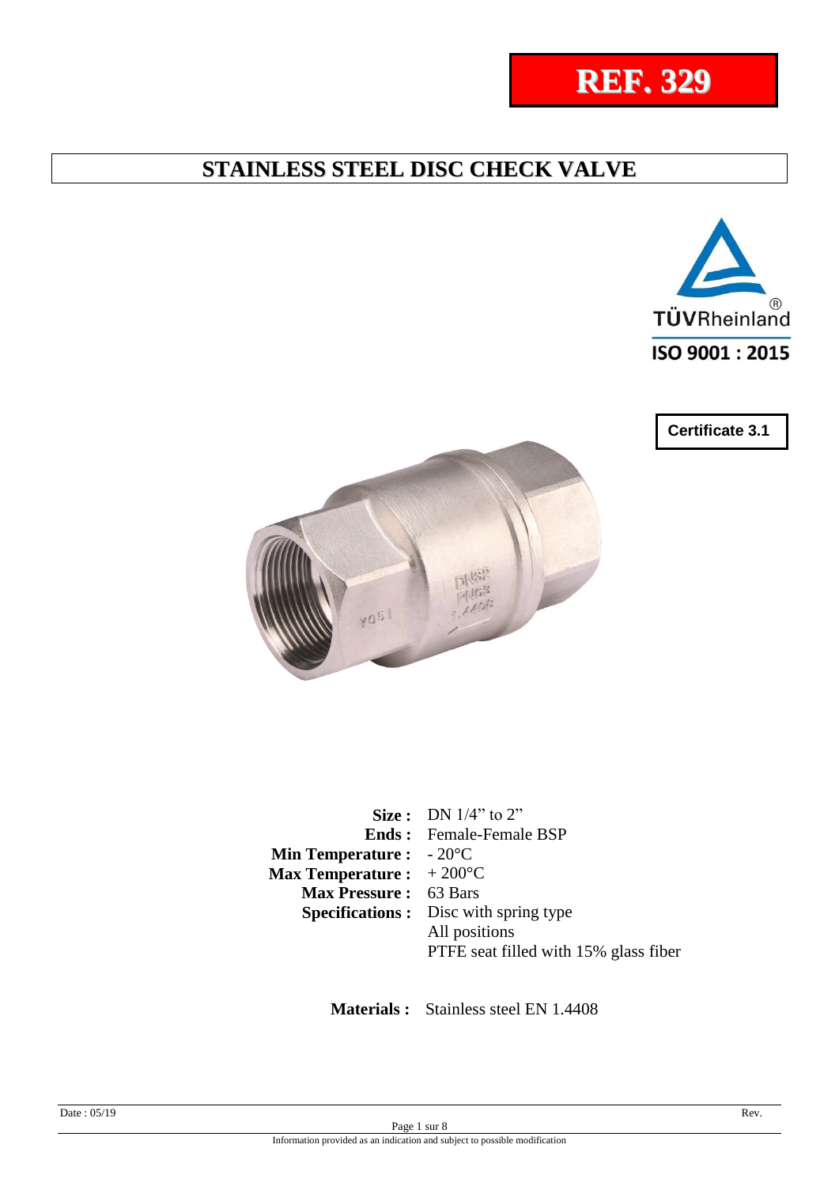# REF. 329

## STAINLESS STEEL DISC CHECK VALVE

TÜVRheinland
ISO 9001 : 2015

**Certificate 3.1**

| | |
|---|---|
| **Size :** | DN 1/4" to 2" |
| **Ends :** | Female-Female BSP |
| **Min Temperature :** | - 20°C |
| **Max Temperature :** | + 200°C |
| **Max Pressure :** | 63 Bars |
| **Specifications :** | Disc with spring type |
| | All positions |
| | PTFE seat filled with 15% glass fiber |

**Materials :** Stainless steel EN 1.4408

Date : 05/19

Rev.

Information provided as an indication and subject to possible modification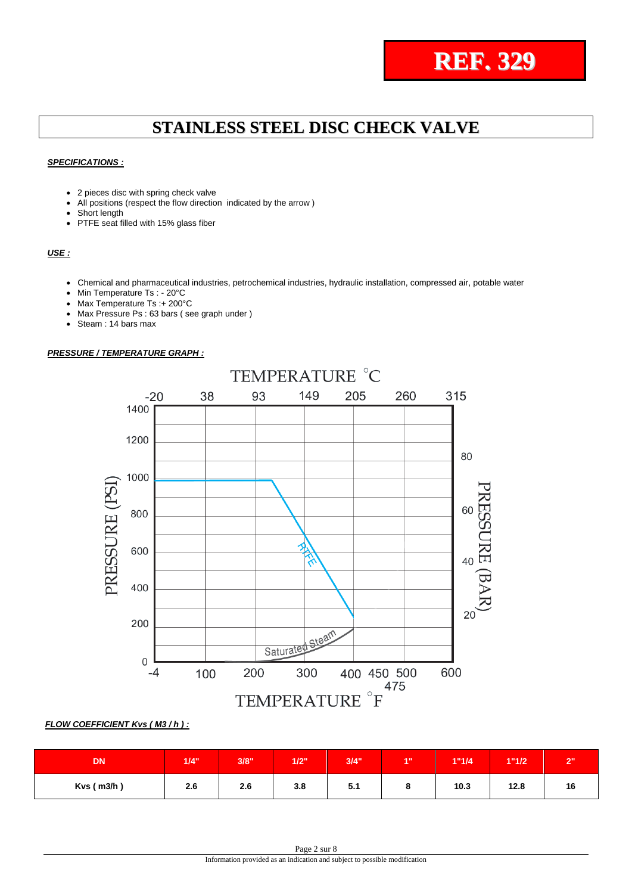**REF. 329**

# STAINLESS STEEL DISC CHECK VALVE

***SPECIFICATIONS :***

- 2 pieces disc with spring check valve
- All positions (respect the flow direction indicated by the arrow )
- Short length
- PTFE seat filled with 15% glass fiber

***USE :***

- Chemical and pharmaceutical industries, petrochemical industries, hydraulic installation, compressed air, potable water
- Min Temperature Ts : - 20°C
- Max Temperature Ts :+ 200°C
- Max Pressure Ps : 63 bars ( see graph under )
- Steam : 14 bars max

***PRESSURE / TEMPERATURE GRAPH :***

***FLOW COEFFICIENT Kvs ( M3 / h ) :***

| DN | 1/4" | 3/8" | 1/2" | 3/4" | 1" | 1"1/4 | 1"1/2 | 2" |
|---|---|---|---|---|---|---|---|---|
| Kvs ( m3/h ) | 2.6 | 2.6 | 3.8 | 5.1 | 8 | 10.3 | 12.8 | 16 |

Information provided as an indication and subject to possible modification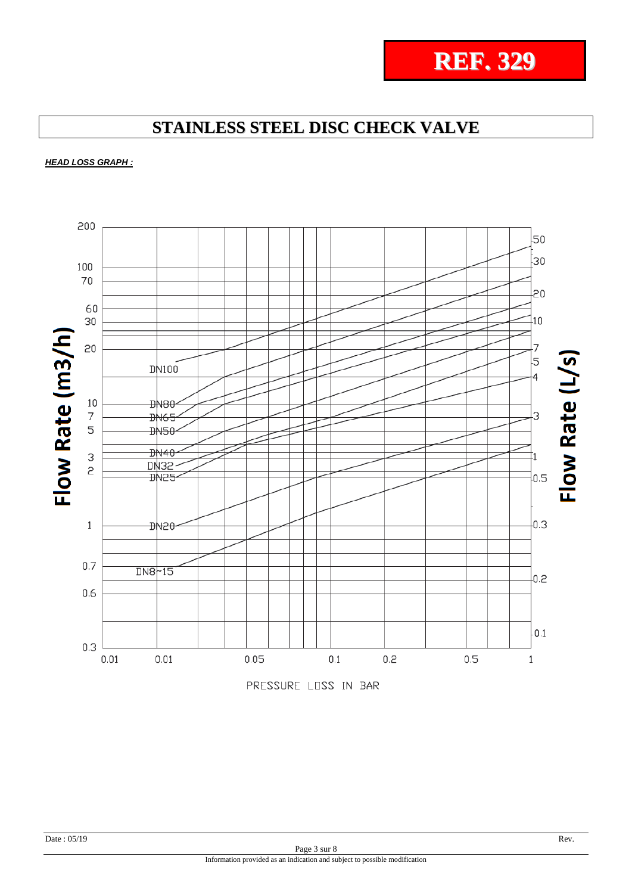**REF. 329**

# STAINLESS STEEL DISC CHECK VALVE

***HEAD LOSS GRAPH :***

Flow Rate (m3/h)

200, 100, 70, 60, 30, 20, 10, 7, 5, 3, 2, 1, 0.7, 0.6, 0.3

Flow Rate (L/s)

50, 30, 20, 10, 7, 5, 4, 3, 1, 0.5, 0.3, 0.2, 0.1

DN100, DN80, DN65, DN50, DN40, DN32, DN25, DN20, DN8~15

0.01, 0.01, 0.05, 0.1, 0.2, 0.5, 1

PRESSURE LOSS IN BAR

Date : 05/19

Rev.

Information provided as an indication and subject to possible modification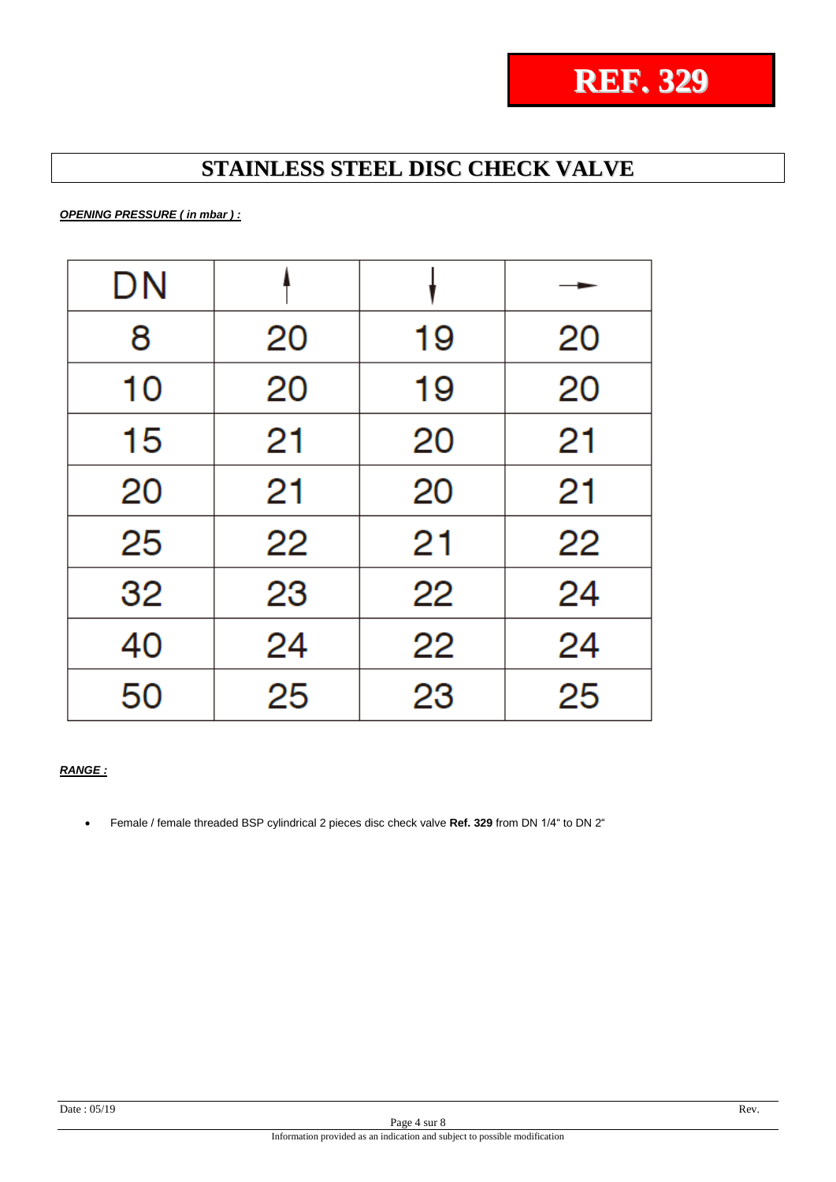# REF. 329

## STAINLESS STEEL DISC CHECK VALVE

***OPENING PRESSURE ( in mbar ) :***

| DN | ↑ | ↓ | → |
|---|---|---|---|
| 8 | 20 | 19 | 20 |
| 10 | 20 | 19 | 20 |
| 15 | 21 | 20 | 21 |
| 20 | 21 | 20 | 21 |
| 25 | 22 | 21 | 22 |
| 32 | 23 | 22 | 24 |
| 40 | 24 | 22 | 24 |
| 50 | 25 | 23 | 25 |

***RANGE :***

- Female / female threaded BSP cylindrical 2 pieces disc check valve **Ref. 329** from DN 1/4" to DN 2"

Date : 05/19 Rev.

Information provided as an indication and subject to possible modification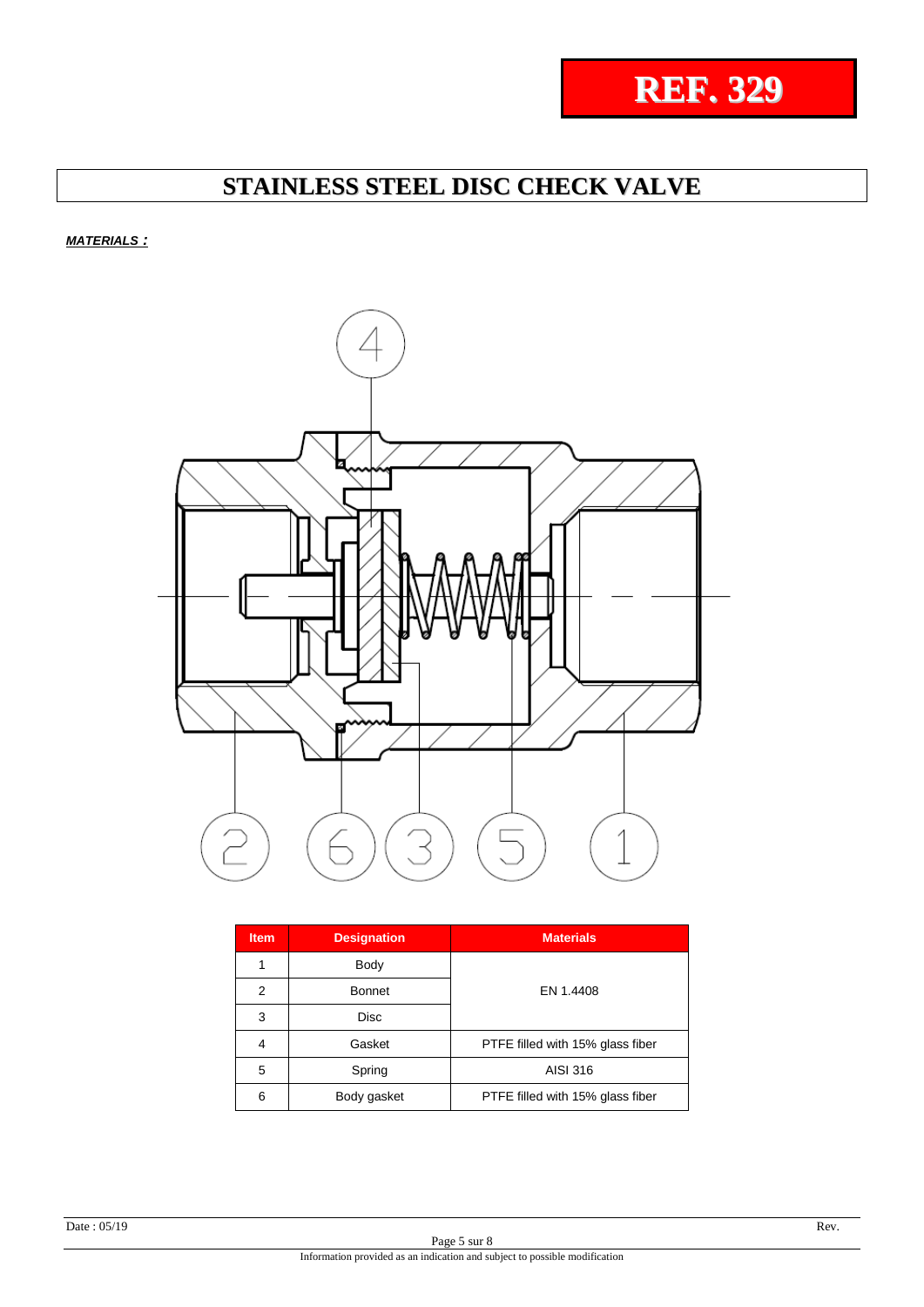# REF. 329

## STAINLESS STEEL DISC CHECK VALVE

***MATERIALS :***

| Item | Designation | Materials |
|---|---|---|
| 1 | Body | EN 1.4408 |
| 2 | Bonnet | EN 1.4408 |
| 3 | Disc | EN 1.4408 |
| 4 | Gasket | PTFE filled with 15% glass fiber |
| 5 | Spring | AISI 316 |
| 6 | Body gasket | PTFE filled with 15% glass fiber |

Date : 05/19

Rev.

Information provided as an indication and subject to possible modification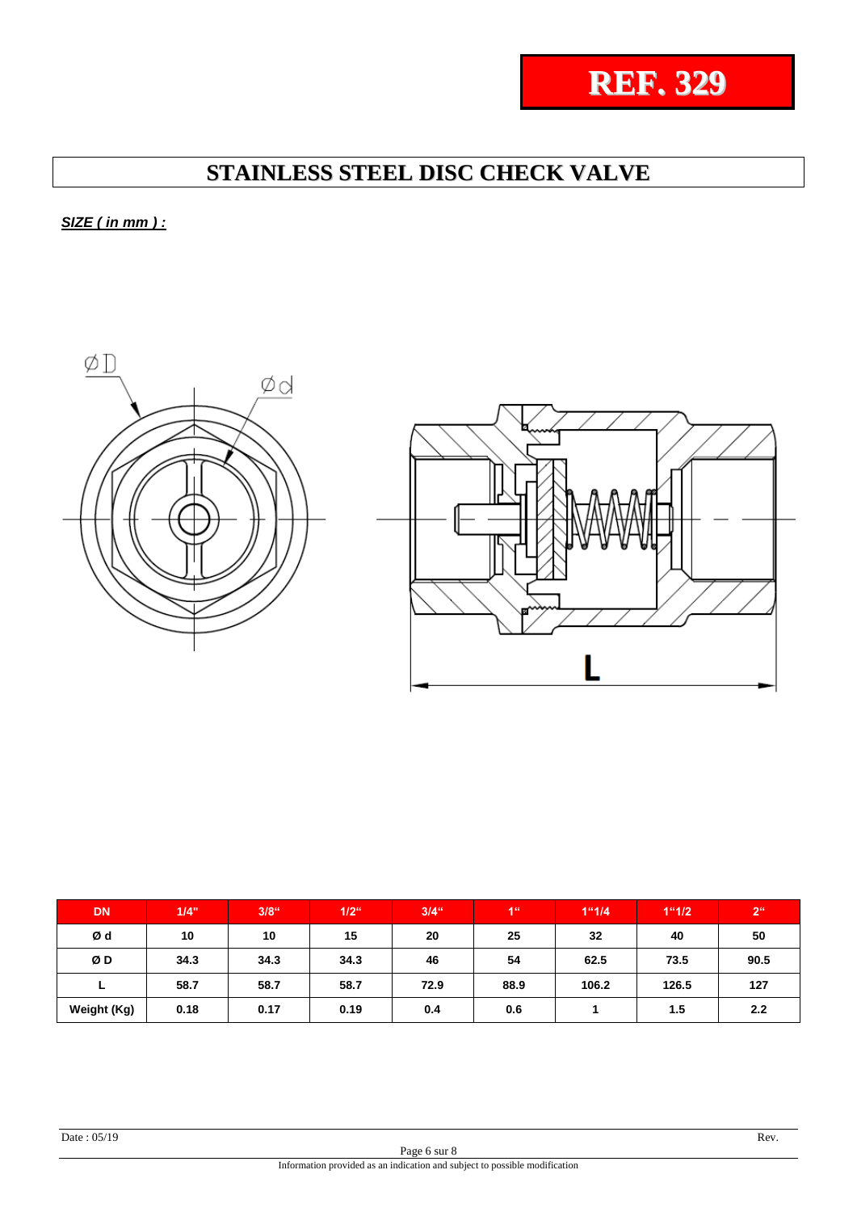**REF. 329**

# STAINLESS STEEL DISC CHECK VALVE

***SIZE ( in mm ) :***

| DN | 1/4" | 3/8" | 1/2" | 3/4" | 1" | 1"1/4 | 1"1/2 | 2" |
|---|---|---|---|---|---|---|---|---|
| Ø d | 10 | 10 | 15 | 20 | 25 | 32 | 40 | 50 |
| Ø D | 34.3 | 34.3 | 34.3 | 46 | 54 | 62.5 | 73.5 | 90.5 |
| L | 58.7 | 58.7 | 58.7 | 72.9 | 88.9 | 106.2 | 126.5 | 127 |
| Weight (Kg) | 0.18 | 0.17 | 0.19 | 0.4 | 0.6 | 1 | 1.5 | 2.2 |

Date : 05/19 Rev.

Information provided as an indication and subject to possible modification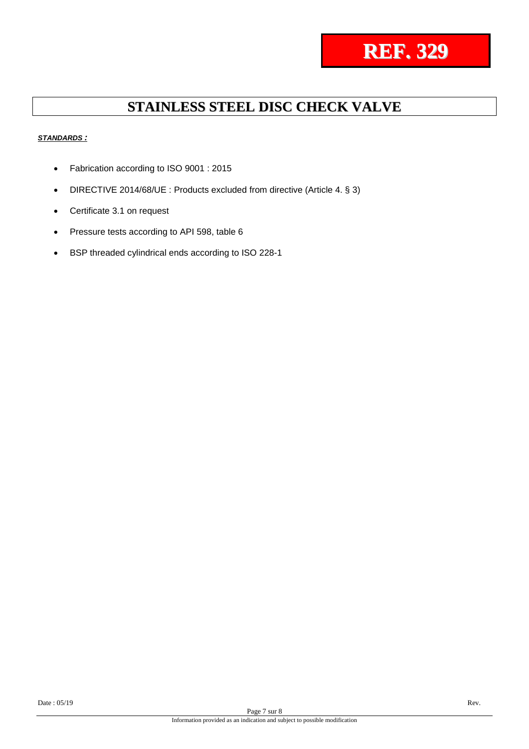# REF. 329

## STAINLESS STEEL DISC CHECK VALVE

***STANDARDS :***

- Fabrication according to ISO 9001 : 2015
- DIRECTIVE 2014/68/UE : Products excluded from directive (Article 4. § 3)
- Certificate 3.1 on request
- Pressure tests according to API 598, table 6
- BSP threaded cylindrical ends according to ISO 228-1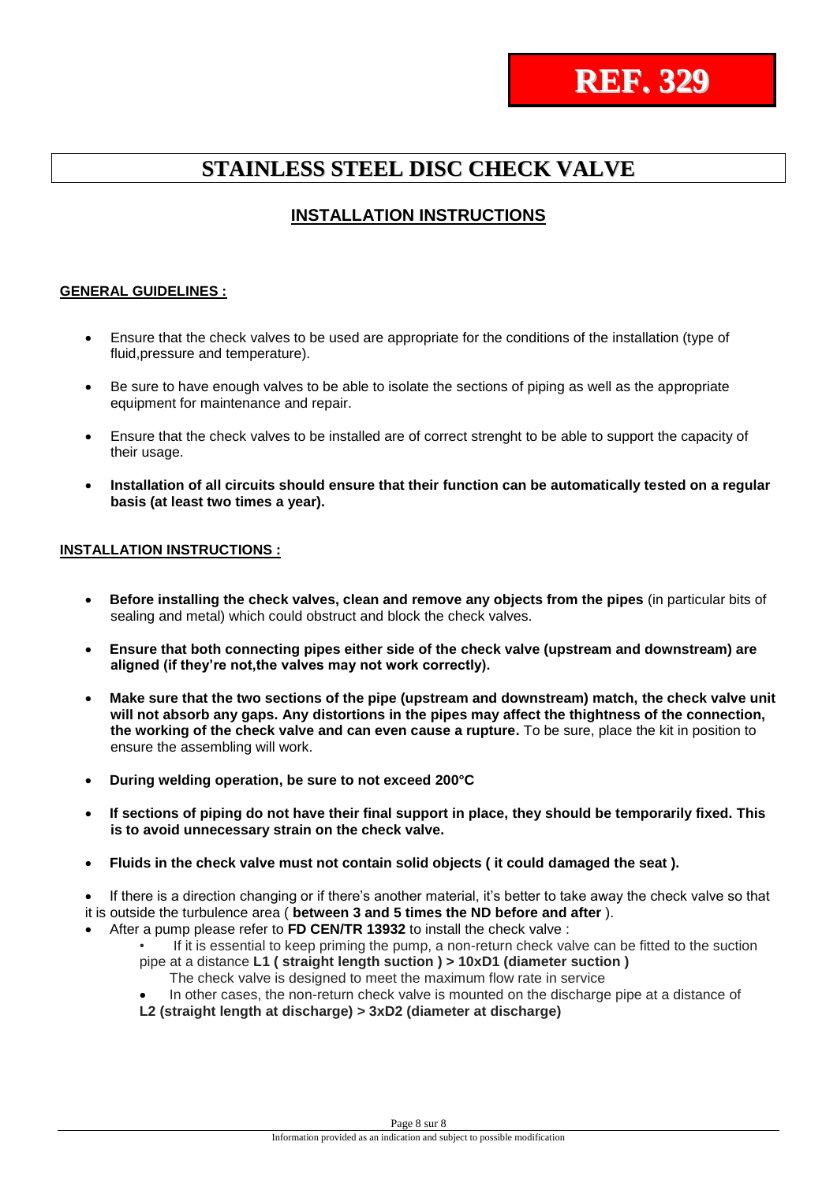**REF. 329**

# STAINLESS STEEL DISC CHECK VALVE

## INSTALLATION INSTRUCTIONS

### GENERAL GUIDELINES :

- Ensure that the check valves to be used are appropriate for the conditions of the installation (type of fluid,pressure and temperature).
- Be sure to have enough valves to be able to isolate the sections of piping as well as the appropriate equipment for maintenance and repair.
- Ensure that the check valves to be installed are of correct strenght to be able to support the capacity of their usage.
- **Installation of all circuits should ensure that their function can be automatically tested on a regular basis (at least two times a year).**

### INSTALLATION INSTRUCTIONS :

- **Before installing the check valves, clean and remove any objects from the pipes** (in particular bits of sealing and metal) which could obstruct and block the check valves.
- **Ensure that both connecting pipes either side of the check valve (upstream and downstream) are aligned (if they're not,the valves may not work correctly).**
- **Make sure that the two sections of the pipe (upstream and downstream) match, the check valve unit will not absorb any gaps. Any distortions in the pipes may affect the thightness of the connection, the working of the check valve and can even cause a rupture.** To be sure, place the kit in position to ensure the assembling will work.
- **During welding operation, be sure to not exceed 200°C**
- **If sections of piping do not have their final support in place, they should be temporarily fixed. This is to avoid unnecessary strain on the check valve.**
- **Fluids in the check valve must not contain solid objects ( it could damaged the seat ).**
- If there is a direction changing or if there's another material, it's better to take away the check valve so that it is outside the turbulence area ( **between 3 and 5 times the ND before and after** ).
- After a pump please refer to **FD CEN/TR 13932** to install the check valve :
  - If it is essential to keep priming the pump, a non-return check valve can be fitted to the suction pipe at a distance **L1 ( straight length suction ) > 10xD1 (diameter suction )**
    The check valve is designed to meet the maximum flow rate in service
  - In other cases, the non-return check valve is mounted on the discharge pipe at a distance of **L2 (straight length at discharge) > 3xD2 (diameter at discharge)**

Information provided as an indication and subject to possible modification